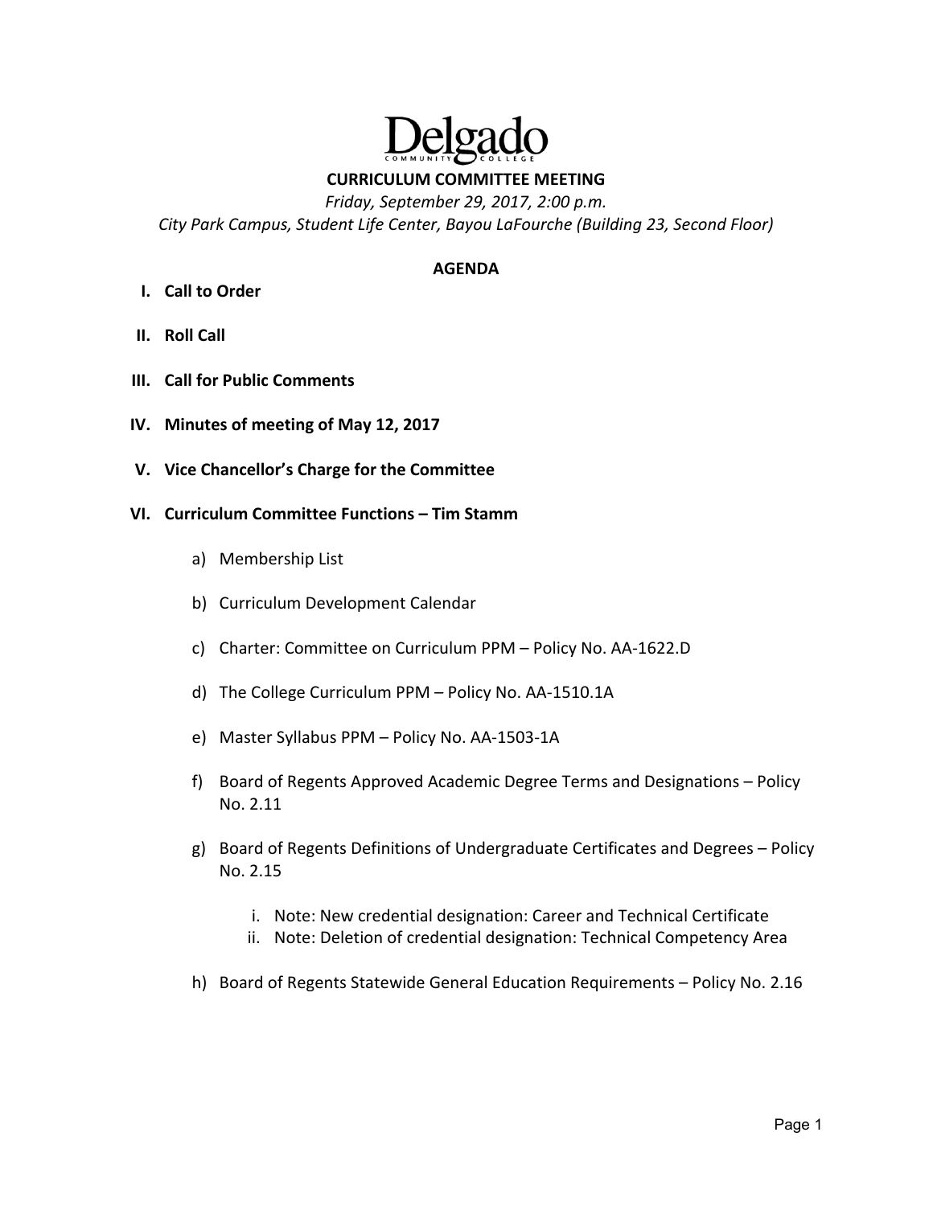# Delgado Community College

## CURRICULUM COMMITTEE MEETING

*Friday, September 29, 2017, 2:00 p.m.*

*City Park Campus, Student Life Center, Bayou LaFourche (Building 23, Second Floor)*

### AGENDA

**I. Call to Order**

**II. Roll Call**

**III. Call for Public Comments**

**IV. Minutes of meeting of May 12, 2017**

**V. Vice Chancellor's Charge for the Committee**

**VI. Curriculum Committee Functions – Tim Stamm**

a) Membership List

b) Curriculum Development Calendar

c) Charter: Committee on Curriculum PPM – Policy No. AA-1622.D

d) The College Curriculum PPM – Policy No. AA-1510.1A

e) Master Syllabus PPM – Policy No. AA-1503-1A

f) Board of Regents Approved Academic Degree Terms and Designations – Policy No. 2.11

g) Board of Regents Definitions of Undergraduate Certificates and Degrees – Policy No. 2.15

i. Note: New credential designation: Career and Technical Certificate
ii. Note: Deletion of credential designation: Technical Competency Area

h) Board of Regents Statewide General Education Requirements – Policy No. 2.16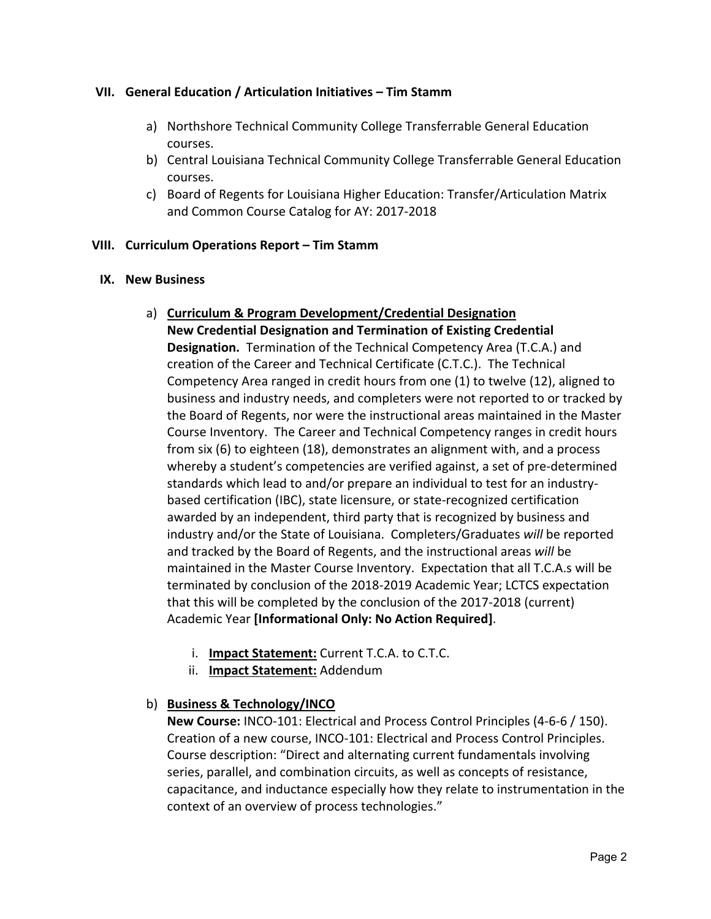## VII. General Education / Articulation Initiatives – Tim Stamm

a) Northshore Technical Community College Transferrable General Education courses.
b) Central Louisiana Technical Community College Transferrable General Education courses.
c) Board of Regents for Louisiana Higher Education: Transfer/Articulation Matrix and Common Course Catalog for AY: 2017-2018

## VIII. Curriculum Operations Report – Tim Stamm

## IX. New Business

a) **<u>Curriculum & Program Development/Credential Designation</u>**
**New Credential Designation and Termination of Existing Credential Designation.** Termination of the Technical Competency Area (T.C.A.) and creation of the Career and Technical Certificate (C.T.C.). The Technical Competency Area ranged in credit hours from one (1) to twelve (12), aligned to business and industry needs, and completers were not reported to or tracked by the Board of Regents, nor were the instructional areas maintained in the Master Course Inventory. The Career and Technical Competency ranges in credit hours from six (6) to eighteen (18), demonstrates an alignment with, and a process whereby a student's competencies are verified against, a set of pre-determined standards which lead to and/or prepare an individual to test for an industry-based certification (IBC), state licensure, or state-recognized certification awarded by an independent, third party that is recognized by business and industry and/or the State of Louisiana. Completers/Graduates *will* be reported and tracked by the Board of Regents, and the instructional areas *will* be maintained in the Master Course Inventory. Expectation that all T.C.A.s will be terminated by conclusion of the 2018-2019 Academic Year; LCTCS expectation that this will be completed by the conclusion of the 2017-2018 (current) Academic Year **[Informational Only: No Action Required]**.

   i. **<u>Impact Statement:</u>** Current T.C.A. to C.T.C.
   ii. **<u>Impact Statement:</u>** Addendum

b) **<u>Business & Technology/INCO</u>**
**New Course:** INCO-101: Electrical and Process Control Principles (4-6-6 / 150). Creation of a new course, INCO-101: Electrical and Process Control Principles. Course description: "Direct and alternating current fundamentals involving series, parallel, and combination circuits, as well as concepts of resistance, capacitance, and inductance especially how they relate to instrumentation in the context of an overview of process technologies."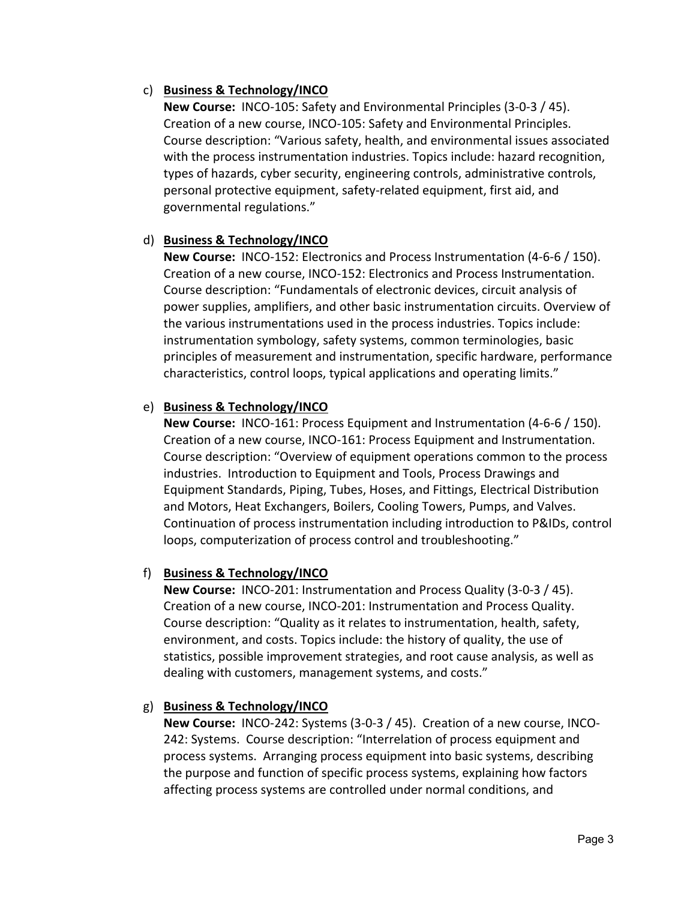c) **<u>Business & Technology/INCO</u>**

   **New Course:** INCO-105: Safety and Environmental Principles (3-0-3 / 45). Creation of a new course, INCO-105: Safety and Environmental Principles. Course description: "Various safety, health, and environmental issues associated with the process instrumentation industries. Topics include: hazard recognition, types of hazards, cyber security, engineering controls, administrative controls, personal protective equipment, safety-related equipment, first aid, and governmental regulations."

d) **<u>Business & Technology/INCO</u>**

   **New Course:** INCO-152: Electronics and Process Instrumentation (4-6-6 / 150). Creation of a new course, INCO-152: Electronics and Process Instrumentation. Course description: "Fundamentals of electronic devices, circuit analysis of power supplies, amplifiers, and other basic instrumentation circuits. Overview of the various instrumentations used in the process industries. Topics include: instrumentation symbology, safety systems, common terminologies, basic principles of measurement and instrumentation, specific hardware, performance characteristics, control loops, typical applications and operating limits."

e) **<u>Business & Technology/INCO</u>**

   **New Course:** INCO-161: Process Equipment and Instrumentation (4-6-6 / 150). Creation of a new course, INCO-161: Process Equipment and Instrumentation. Course description: "Overview of equipment operations common to the process industries. Introduction to Equipment and Tools, Process Drawings and Equipment Standards, Piping, Tubes, Hoses, and Fittings, Electrical Distribution and Motors, Heat Exchangers, Boilers, Cooling Towers, Pumps, and Valves. Continuation of process instrumentation including introduction to P&IDs, control loops, computerization of process control and troubleshooting."

f) **<u>Business & Technology/INCO</u>**

   **New Course:** INCO-201: Instrumentation and Process Quality (3-0-3 / 45). Creation of a new course, INCO-201: Instrumentation and Process Quality. Course description: "Quality as it relates to instrumentation, health, safety, environment, and costs. Topics include: the history of quality, the use of statistics, possible improvement strategies, and root cause analysis, as well as dealing with customers, management systems, and costs."

g) **<u>Business & Technology/INCO</u>**

   **New Course:** INCO-242: Systems (3-0-3 / 45). Creation of a new course, INCO-242: Systems. Course description: "Interrelation of process equipment and process systems. Arranging process equipment into basic systems, describing the purpose and function of specific process systems, explaining how factors affecting process systems are controlled under normal conditions, and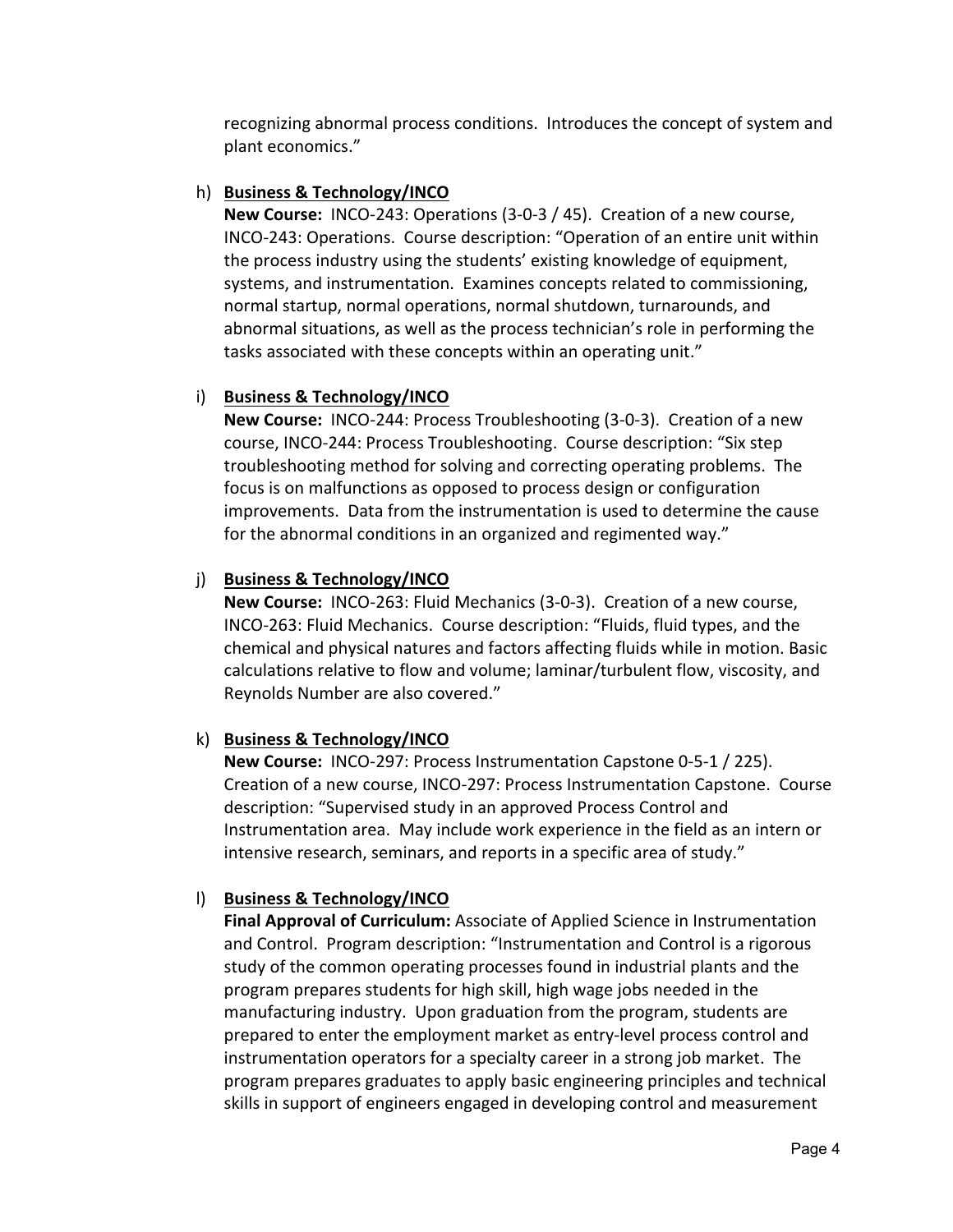recognizing abnormal process conditions. Introduces the concept of system and plant economics."

h) **Business & Technology/INCO**
**New Course:** INCO-243: Operations (3-0-3 / 45). Creation of a new course, INCO-243: Operations. Course description: "Operation of an entire unit within the process industry using the students' existing knowledge of equipment, systems, and instrumentation. Examines concepts related to commissioning, normal startup, normal operations, normal shutdown, turnarounds, and abnormal situations, as well as the process technician's role in performing the tasks associated with these concepts within an operating unit."

i) **Business & Technology/INCO**
**New Course:** INCO-244: Process Troubleshooting (3-0-3). Creation of a new course, INCO-244: Process Troubleshooting. Course description: "Six step troubleshooting method for solving and correcting operating problems. The focus is on malfunctions as opposed to process design or configuration improvements. Data from the instrumentation is used to determine the cause for the abnormal conditions in an organized and regimented way."

j) **Business & Technology/INCO**
**New Course:** INCO-263: Fluid Mechanics (3-0-3). Creation of a new course, INCO-263: Fluid Mechanics. Course description: "Fluids, fluid types, and the chemical and physical natures and factors affecting fluids while in motion. Basic calculations relative to flow and volume; laminar/turbulent flow, viscosity, and Reynolds Number are also covered."

k) **Business & Technology/INCO**
**New Course:** INCO-297: Process Instrumentation Capstone 0-5-1 / 225). Creation of a new course, INCO-297: Process Instrumentation Capstone. Course description: "Supervised study in an approved Process Control and Instrumentation area. May include work experience in the field as an intern or intensive research, seminars, and reports in a specific area of study."

l) **Business & Technology/INCO**
**Final Approval of Curriculum:** Associate of Applied Science in Instrumentation and Control. Program description: "Instrumentation and Control is a rigorous study of the common operating processes found in industrial plants and the program prepares students for high skill, high wage jobs needed in the manufacturing industry. Upon graduation from the program, students are prepared to enter the employment market as entry-level process control and instrumentation operators for a specialty career in a strong job market. The program prepares graduates to apply basic engineering principles and technical skills in support of engineers engaged in developing control and measurement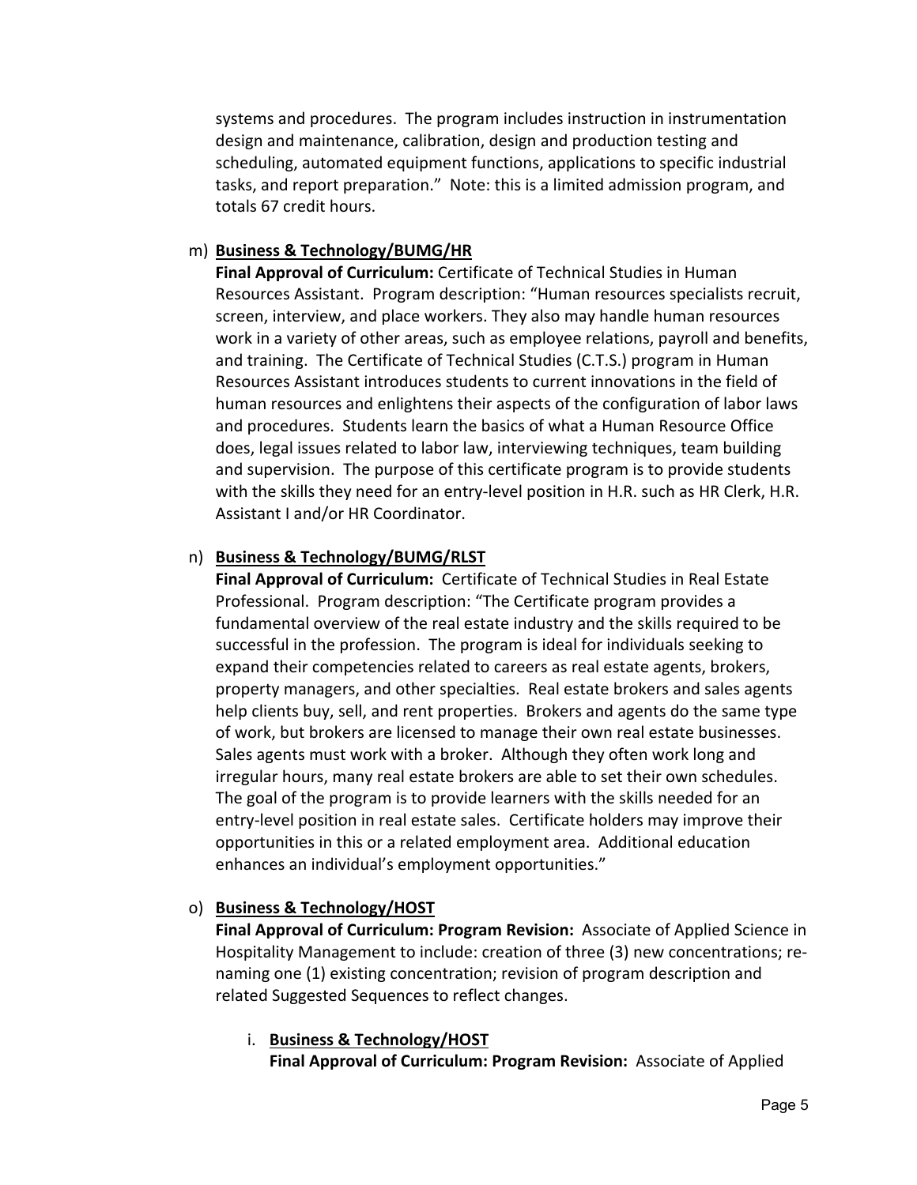systems and procedures. The program includes instruction in instrumentation design and maintenance, calibration, design and production testing and scheduling, automated equipment functions, applications to specific industrial tasks, and report preparation." Note: this is a limited admission program, and totals 67 credit hours.

m) **Business & Technology/BUMG/HR**
**Final Approval of Curriculum:** Certificate of Technical Studies in Human Resources Assistant. Program description: "Human resources specialists recruit, screen, interview, and place workers. They also may handle human resources work in a variety of other areas, such as employee relations, payroll and benefits, and training. The Certificate of Technical Studies (C.T.S.) program in Human Resources Assistant introduces students to current innovations in the field of human resources and enlightens their aspects of the configuration of labor laws and procedures. Students learn the basics of what a Human Resource Office does, legal issues related to labor law, interviewing techniques, team building and supervision. The purpose of this certificate program is to provide students with the skills they need for an entry-level position in H.R. such as HR Clerk, H.R. Assistant I and/or HR Coordinator.

n) **Business & Technology/BUMG/RLST**
**Final Approval of Curriculum:** Certificate of Technical Studies in Real Estate Professional. Program description: "The Certificate program provides a fundamental overview of the real estate industry and the skills required to be successful in the profession. The program is ideal for individuals seeking to expand their competencies related to careers as real estate agents, brokers, property managers, and other specialties. Real estate brokers and sales agents help clients buy, sell, and rent properties. Brokers and agents do the same type of work, but brokers are licensed to manage their own real estate businesses. Sales agents must work with a broker. Although they often work long and irregular hours, many real estate brokers are able to set their own schedules. The goal of the program is to provide learners with the skills needed for an entry-level position in real estate sales. Certificate holders may improve their opportunities in this or a related employment area. Additional education enhances an individual's employment opportunities."

o) **Business & Technology/HOST**
**Final Approval of Curriculum: Program Revision:** Associate of Applied Science in Hospitality Management to include: creation of three (3) new concentrations; re-naming one (1) existing concentration; revision of program description and related Suggested Sequences to reflect changes.

   i. **Business & Technology/HOST**
   **Final Approval of Curriculum: Program Revision:** Associate of Applied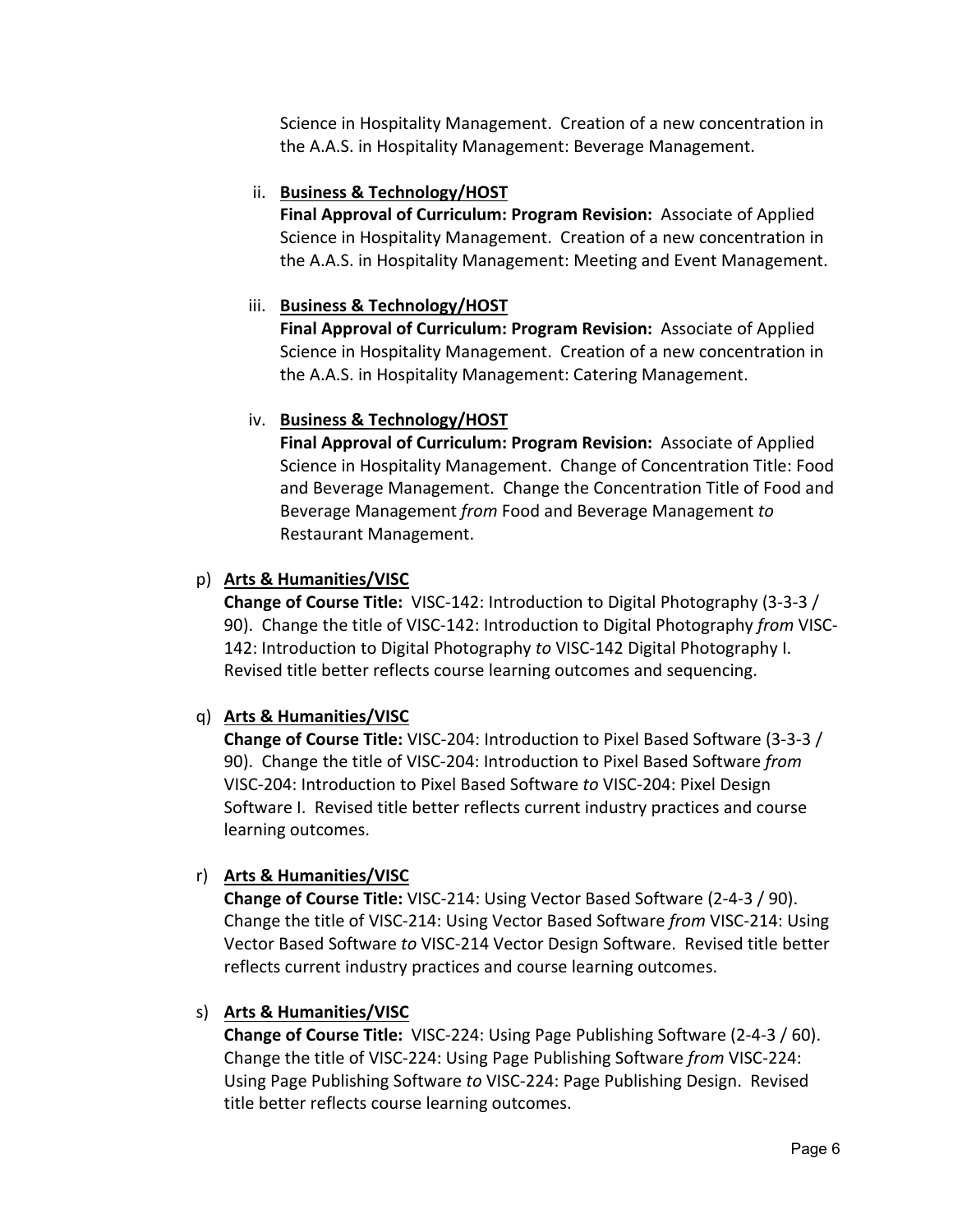Science in Hospitality Management. Creation of a new concentration in the A.A.S. in Hospitality Management: Beverage Management.

ii. **<u>Business & Technology/HOST</u>**
**Final Approval of Curriculum: Program Revision:** Associate of Applied Science in Hospitality Management. Creation of a new concentration in the A.A.S. in Hospitality Management: Meeting and Event Management.

iii. **<u>Business & Technology/HOST</u>**
**Final Approval of Curriculum: Program Revision:** Associate of Applied Science in Hospitality Management. Creation of a new concentration in the A.A.S. in Hospitality Management: Catering Management.

iv. **<u>Business & Technology/HOST</u>**
**Final Approval of Curriculum: Program Revision:** Associate of Applied Science in Hospitality Management. Change of Concentration Title: Food and Beverage Management. Change the Concentration Title of Food and Beverage Management *from* Food and Beverage Management *to* Restaurant Management.

p) **<u>Arts & Humanities/VISC</u>**
**Change of Course Title:** VISC-142: Introduction to Digital Photography (3-3-3 / 90). Change the title of VISC-142: Introduction to Digital Photography *from* VISC-142: Introduction to Digital Photography *to* VISC-142 Digital Photography I. Revised title better reflects course learning outcomes and sequencing.

q) **<u>Arts & Humanities/VISC</u>**
**Change of Course Title:** VISC-204: Introduction to Pixel Based Software (3-3-3 / 90). Change the title of VISC-204: Introduction to Pixel Based Software *from* VISC-204: Introduction to Pixel Based Software *to* VISC-204: Pixel Design Software I. Revised title better reflects current industry practices and course learning outcomes.

r) **<u>Arts & Humanities/VISC</u>**
**Change of Course Title:** VISC-214: Using Vector Based Software (2-4-3 / 90). Change the title of VISC-214: Using Vector Based Software *from* VISC-214: Using Vector Based Software *to* VISC-214 Vector Design Software. Revised title better reflects current industry practices and course learning outcomes.

s) **<u>Arts & Humanities/VISC</u>**
**Change of Course Title:** VISC-224: Using Page Publishing Software (2-4-3 / 60). Change the title of VISC-224: Using Page Publishing Software *from* VISC-224: Using Page Publishing Software *to* VISC-224: Page Publishing Design. Revised title better reflects course learning outcomes.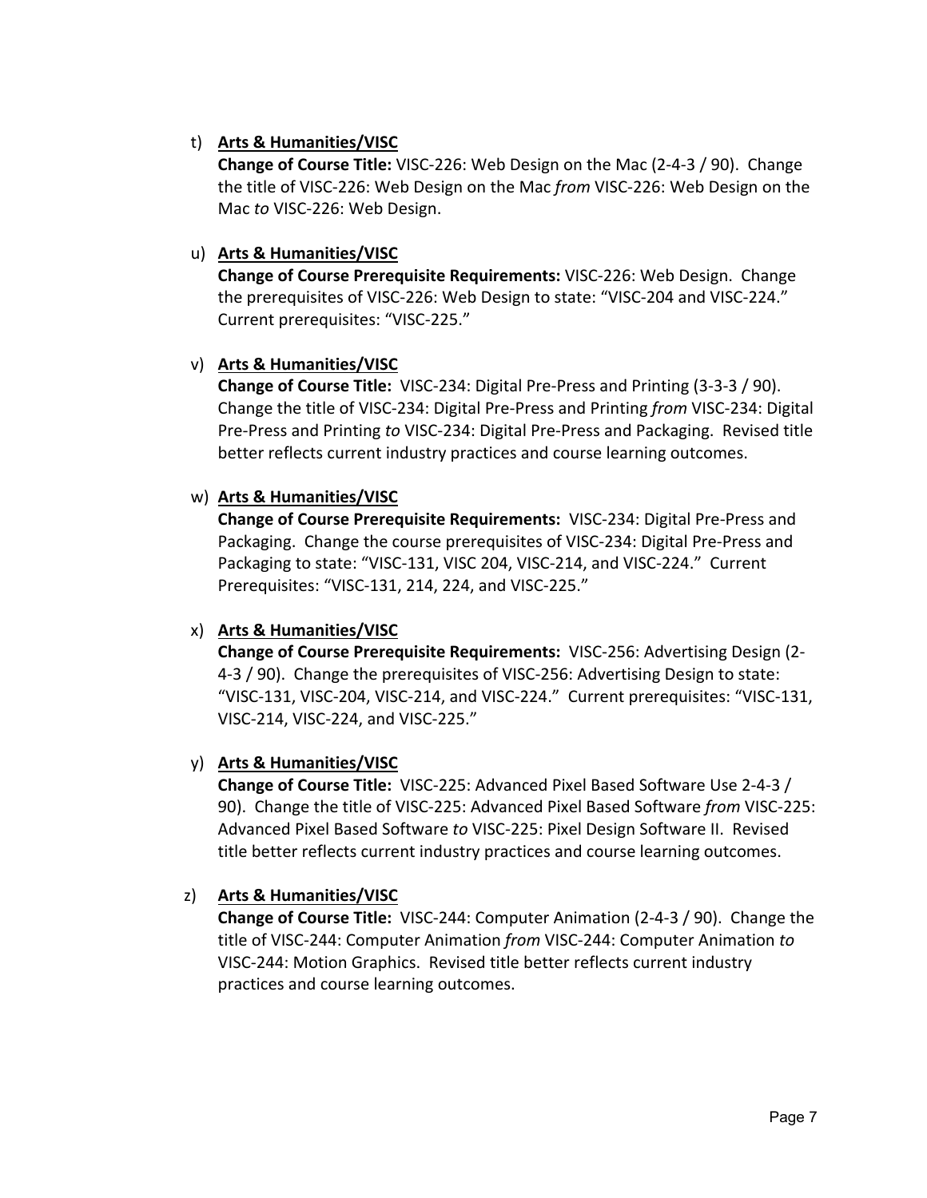t) **Arts & Humanities/VISC**
**Change of Course Title:** VISC-226: Web Design on the Mac (2-4-3 / 90). Change the title of VISC-226: Web Design on the Mac *from* VISC-226: Web Design on the Mac *to* VISC-226: Web Design.

u) **Arts & Humanities/VISC**
**Change of Course Prerequisite Requirements:** VISC-226: Web Design. Change the prerequisites of VISC-226: Web Design to state: "VISC-204 and VISC-224." Current prerequisites: "VISC-225."

v) **Arts & Humanities/VISC**
**Change of Course Title:** VISC-234: Digital Pre-Press and Printing (3-3-3 / 90). Change the title of VISC-234: Digital Pre-Press and Printing *from* VISC-234: Digital Pre-Press and Printing *to* VISC-234: Digital Pre-Press and Packaging. Revised title better reflects current industry practices and course learning outcomes.

w) **Arts & Humanities/VISC**
**Change of Course Prerequisite Requirements:** VISC-234: Digital Pre-Press and Packaging. Change the course prerequisites of VISC-234: Digital Pre-Press and Packaging to state: "VISC-131, VISC 204, VISC-214, and VISC-224." Current Prerequisites: "VISC-131, 214, 224, and VISC-225."

x) **Arts & Humanities/VISC**
**Change of Course Prerequisite Requirements:** VISC-256: Advertising Design (2-4-3 / 90). Change the prerequisites of VISC-256: Advertising Design to state: "VISC-131, VISC-204, VISC-214, and VISC-224." Current prerequisites: "VISC-131, VISC-214, VISC-224, and VISC-225."

y) **Arts & Humanities/VISC**
**Change of Course Title:** VISC-225: Advanced Pixel Based Software Use 2-4-3 / 90). Change the title of VISC-225: Advanced Pixel Based Software *from* VISC-225: Advanced Pixel Based Software *to* VISC-225: Pixel Design Software II. Revised title better reflects current industry practices and course learning outcomes.

z) **Arts & Humanities/VISC**
**Change of Course Title:** VISC-244: Computer Animation (2-4-3 / 90). Change the title of VISC-244: Computer Animation *from* VISC-244: Computer Animation *to* VISC-244: Motion Graphics. Revised title better reflects current industry practices and course learning outcomes.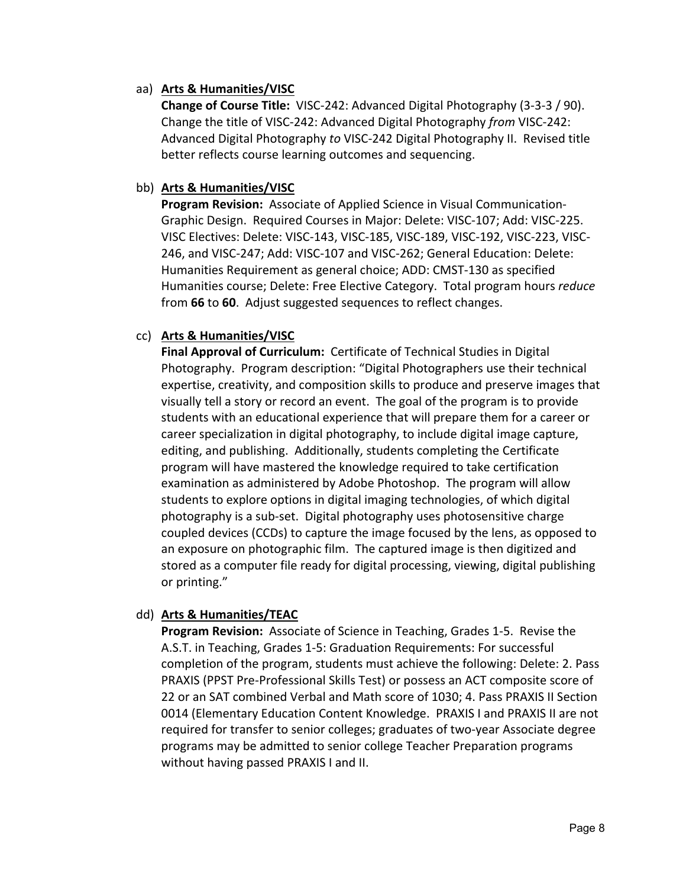aa) **Arts & Humanities/VISC**

**Change of Course Title:** VISC-242: Advanced Digital Photography (3-3-3 / 90). Change the title of VISC-242: Advanced Digital Photography *from* VISC-242: Advanced Digital Photography *to* VISC-242 Digital Photography II. Revised title better reflects course learning outcomes and sequencing.

bb) **Arts & Humanities/VISC**

**Program Revision:** Associate of Applied Science in Visual Communication-Graphic Design. Required Courses in Major: Delete: VISC-107; Add: VISC-225. VISC Electives: Delete: VISC-143, VISC-185, VISC-189, VISC-192, VISC-223, VISC-246, and VISC-247; Add: VISC-107 and VISC-262; General Education: Delete: Humanities Requirement as general choice; ADD: CMST-130 as specified Humanities course; Delete: Free Elective Category. Total program hours *reduce* from **66** to **60**. Adjust suggested sequences to reflect changes.

cc) **Arts & Humanities/VISC**

**Final Approval of Curriculum:** Certificate of Technical Studies in Digital Photography. Program description: "Digital Photographers use their technical expertise, creativity, and composition skills to produce and preserve images that visually tell a story or record an event. The goal of the program is to provide students with an educational experience that will prepare them for a career or career specialization in digital photography, to include digital image capture, editing, and publishing. Additionally, students completing the Certificate program will have mastered the knowledge required to take certification examination as administered by Adobe Photoshop. The program will allow students to explore options in digital imaging technologies, of which digital photography is a sub-set. Digital photography uses photosensitive charge coupled devices (CCDs) to capture the image focused by the lens, as opposed to an exposure on photographic film. The captured image is then digitized and stored as a computer file ready for digital processing, viewing, digital publishing or printing."

dd) **Arts & Humanities/TEAC**

**Program Revision:** Associate of Science in Teaching, Grades 1-5. Revise the A.S.T. in Teaching, Grades 1-5: Graduation Requirements: For successful completion of the program, students must achieve the following: Delete: 2. Pass PRAXIS (PPST Pre-Professional Skills Test) or possess an ACT composite score of 22 or an SAT combined Verbal and Math score of 1030; 4. Pass PRAXIS II Section 0014 (Elementary Education Content Knowledge. PRAXIS I and PRAXIS II are not required for transfer to senior colleges; graduates of two-year Associate degree programs may be admitted to senior college Teacher Preparation programs without having passed PRAXIS I and II.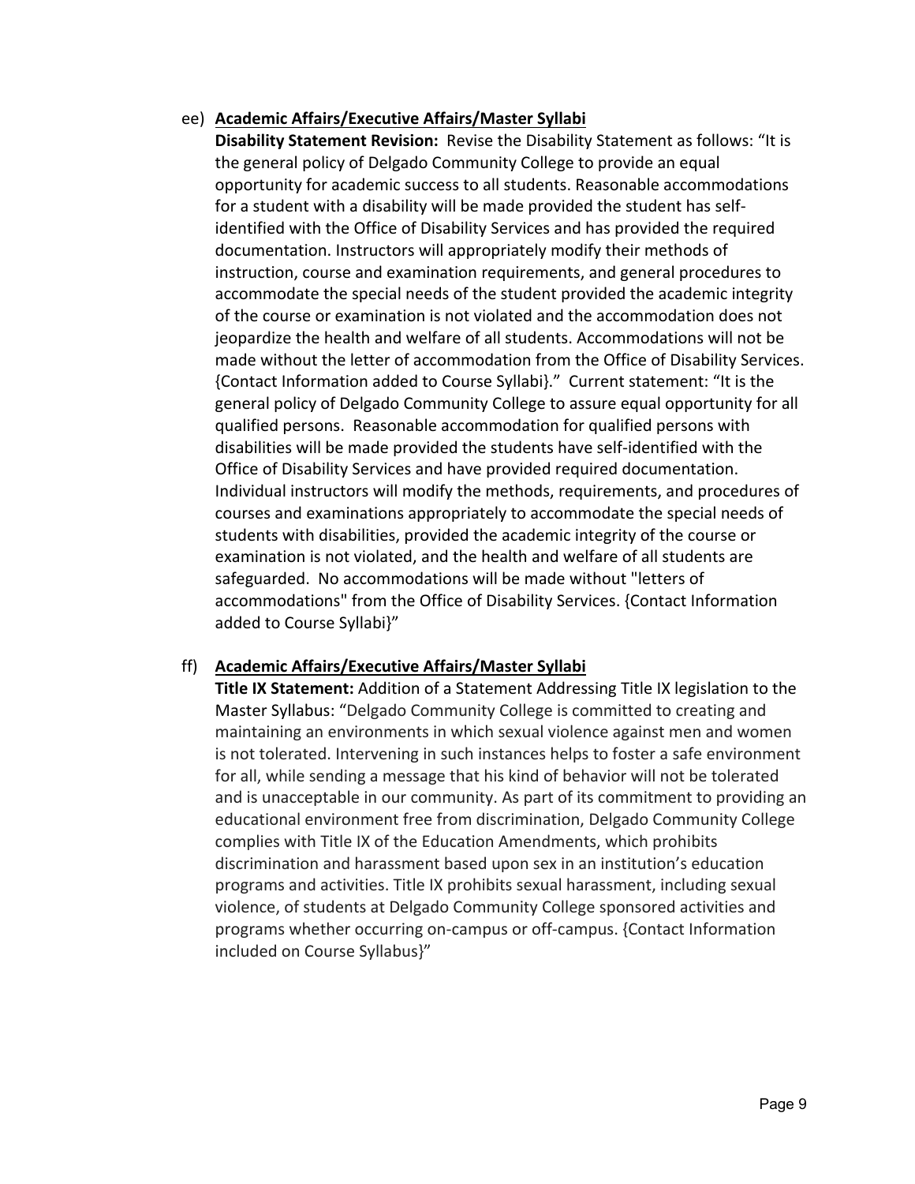ee) **Academic Affairs/Executive Affairs/Master Syllabi**

**Disability Statement Revision:** Revise the Disability Statement as follows: "It is the general policy of Delgado Community College to provide an equal opportunity for academic success to all students. Reasonable accommodations for a student with a disability will be made provided the student has self-identified with the Office of Disability Services and has provided the required documentation. Instructors will appropriately modify their methods of instruction, course and examination requirements, and general procedures to accommodate the special needs of the student provided the academic integrity of the course or examination is not violated and the accommodation does not jeopardize the health and welfare of all students. Accommodations will not be made without the letter of accommodation from the Office of Disability Services. {Contact Information added to Course Syllabi}." Current statement: "It is the general policy of Delgado Community College to assure equal opportunity for all qualified persons. Reasonable accommodation for qualified persons with disabilities will be made provided the students have self-identified with the Office of Disability Services and have provided required documentation. Individual instructors will modify the methods, requirements, and procedures of courses and examinations appropriately to accommodate the special needs of students with disabilities, provided the academic integrity of the course or examination is not violated, and the health and welfare of all students are safeguarded. No accommodations will be made without "letters of accommodations" from the Office of Disability Services. {Contact Information added to Course Syllabi}"

ff) **Academic Affairs/Executive Affairs/Master Syllabi**

**Title IX Statement:** Addition of a Statement Addressing Title IX legislation to the Master Syllabus: "Delgado Community College is committed to creating and maintaining an environments in which sexual violence against men and women is not tolerated. Intervening in such instances helps to foster a safe environment for all, while sending a message that his kind of behavior will not be tolerated and is unacceptable in our community. As part of its commitment to providing an educational environment free from discrimination, Delgado Community College complies with Title IX of the Education Amendments, which prohibits discrimination and harassment based upon sex in an institution's education programs and activities. Title IX prohibits sexual harassment, including sexual violence, of students at Delgado Community College sponsored activities and programs whether occurring on-campus or off-campus. {Contact Information included on Course Syllabus}"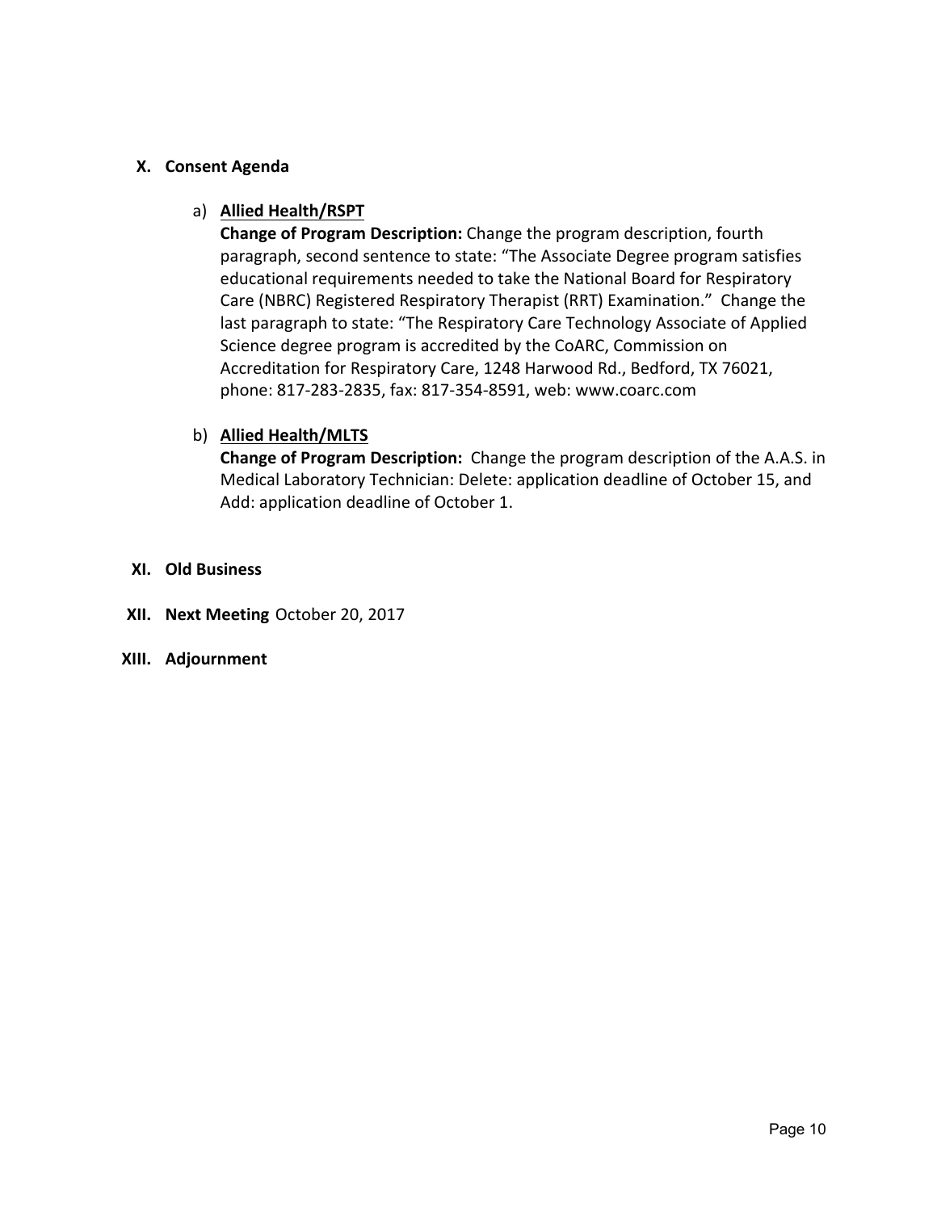## X. Consent Agenda

a) **Allied Health/RSPT**

**Change of Program Description:** Change the program description, fourth paragraph, second sentence to state: "The Associate Degree program satisfies educational requirements needed to take the National Board for Respiratory Care (NBRC) Registered Respiratory Therapist (RRT) Examination." Change the last paragraph to state: "The Respiratory Care Technology Associate of Applied Science degree program is accredited by the CoARC, Commission on Accreditation for Respiratory Care, 1248 Harwood Rd., Bedford, TX 76021, phone: 817-283-2835, fax: 817-354-8591, web: www.coarc.com

b) **Allied Health/MLTS**

**Change of Program Description:** Change the program description of the A.A.S. in Medical Laboratory Technician: Delete: application deadline of October 15, and Add: application deadline of October 1.

## XI. Old Business

## XII. Next Meeting

October 20, 2017

## XIII. Adjournment